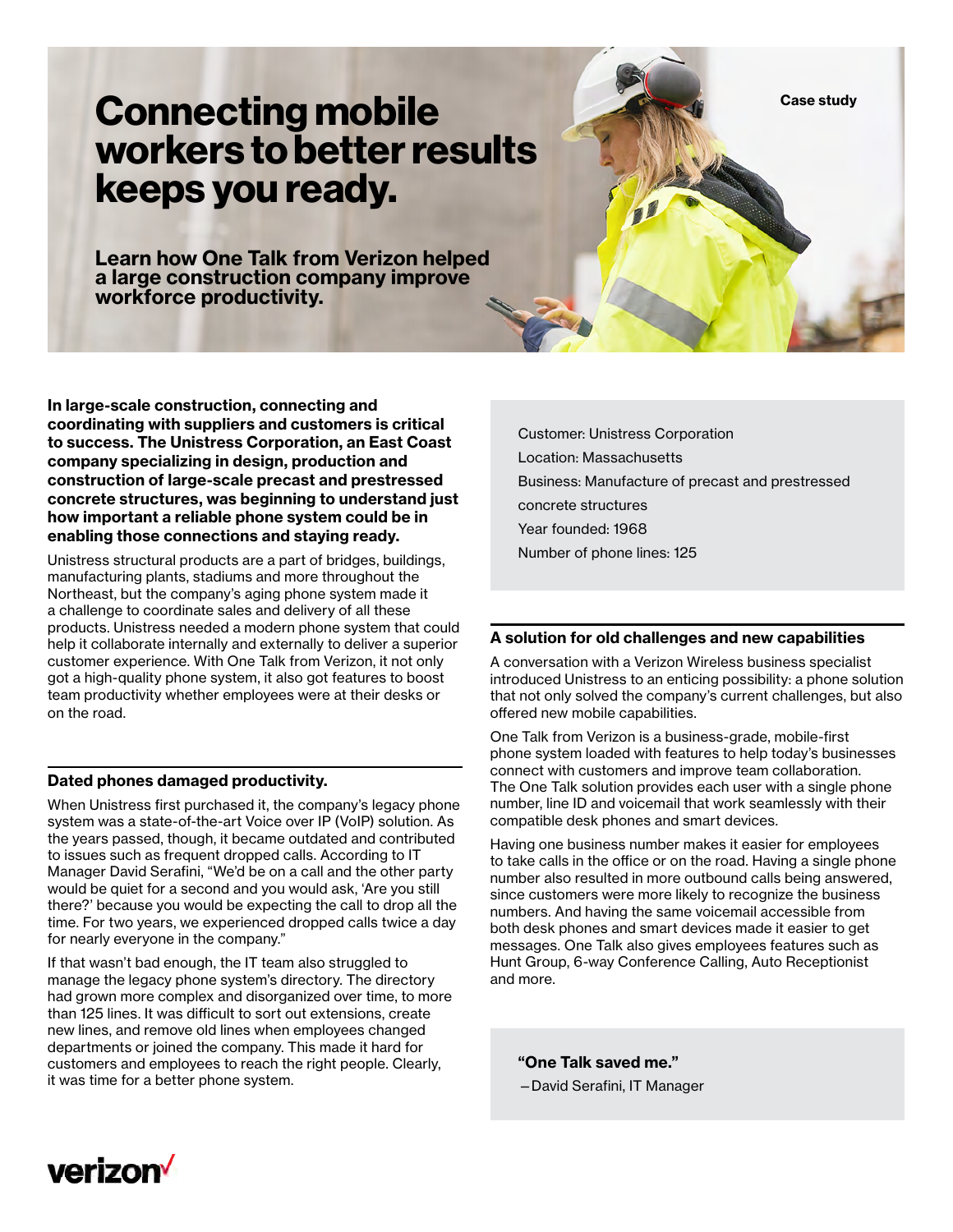Case study

# Connecting mobile workers to better results keeps you ready.

**Learn how One Talk from Verizon helped a large construction company improve workforce productivity.**

**In large-scale construction, connecting and coordinating with suppliers and customers is critical to success. The Unistress Corporation, an East Coast company specializing in design, production and construction of large-scale precast and prestressed concrete structures, was beginning to understand just how important a reliable phone system could be in enabling those connections and staying ready.**

Unistress structural products are a part of bridges, buildings, manufacturing plants, stadiums and more throughout the Northeast, but the company's aging phone system made it a challenge to coordinate sales and delivery of all these products. Unistress needed a modern phone system that could help it collaborate internally and externally to deliver a superior customer experience. With One Talk from Verizon, it not only got a high-quality phone system, it also got features to boost team productivity whether employees were at their desks or on the road.

## Dated phones damaged productivity.

When Unistress first purchased it, the company's legacy phone system was a state-of-the-art Voice over IP (VoIP) solution. As the years passed, though, it became outdated and contributed to issues such as frequent dropped calls. According to IT Manager David Serafini, "We'd be on a call and the other party would be quiet for a second and you would ask, 'Are you still there?' because you would be expecting the call to drop all the time. For two years, we experienced dropped calls twice a day for nearly everyone in the company."

If that wasn't bad enough, the IT team also struggled to manage the legacy phone system's directory. The directory had grown more complex and disorganized over time, to more than 125 lines. It was difficult to sort out extensions, create new lines, and remove old lines when employees changed departments or joined the company. This made it hard for customers and employees to reach the right people. Clearly, it was time for a better phone system.

Customer: Unistress Corporation
Location: Massachusetts
Business: Manufacture of precast and prestressed concrete structures
Year founded: 1968
Number of phone lines: 125

## A solution for old challenges and new capabilities

A conversation with a Verizon Wireless business specialist introduced Unistress to an enticing possibility: a phone solution that not only solved the company's current challenges, but also offered new mobile capabilities.

One Talk from Verizon is a business-grade, mobile-first phone system loaded with features to help today's businesses connect with customers and improve team collaboration. The One Talk solution provides each user with a single phone number, line ID and voicemail that work seamlessly with their compatible desk phones and smart devices.

Having one business number makes it easier for employees to take calls in the office or on the road. Having a single phone number also resulted in more outbound calls being answered, since customers were more likely to recognize the business numbers. And having the same voicemail accessible from both desk phones and smart devices made it easier to get messages. One Talk also gives employees features such as Hunt Group, 6-way Conference Calling, Auto Receptionist and more.

**"One Talk saved me."**

– David Serafini, IT Manager

verizon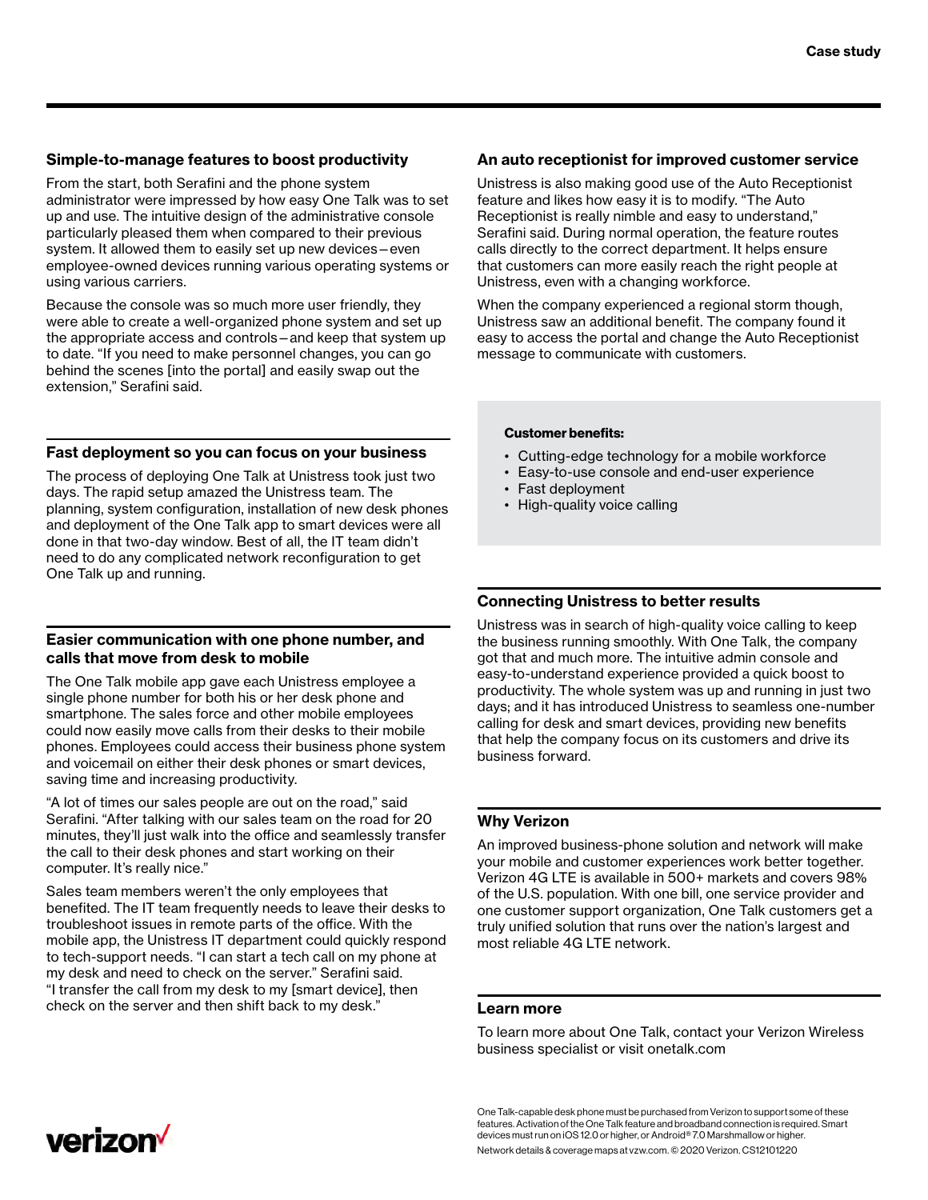### Simple-to-manage features to boost productivity

From the start, both Serafini and the phone system administrator were impressed by how easy One Talk was to set up and use. The intuitive design of the administrative console particularly pleased them when compared to their previous system. It allowed them to easily set up new devices—even employee-owned devices running various operating systems or using various carriers.

Because the console was so much more user friendly, they were able to create a well-organized phone system and set up the appropriate access and controls—and keep that system up to date. "If you need to make personnel changes, you can go behind the scenes [into the portal] and easily swap out the extension," Serafini said.

### Fast deployment so you can focus on your business

The process of deploying One Talk at Unistress took just two days. The rapid setup amazed the Unistress team. The planning, system configuration, installation of new desk phones and deployment of the One Talk app to smart devices were all done in that two-day window. Best of all, the IT team didn't need to do any complicated network reconfiguration to get One Talk up and running.

### Easier communication with one phone number, and calls that move from desk to mobile

The One Talk mobile app gave each Unistress employee a single phone number for both his or her desk phone and smartphone. The sales force and other mobile employees could now easily move calls from their desks to their mobile phones. Employees could access their business phone system and voicemail on either their desk phones or smart devices, saving time and increasing productivity.

"A lot of times our sales people are out on the road," said Serafini. "After talking with our sales team on the road for 20 minutes, they'll just walk into the office and seamlessly transfer the call to their desk phones and start working on their computer. It's really nice."

Sales team members weren't the only employees that benefited. The IT team frequently needs to leave their desks to troubleshoot issues in remote parts of the office. With the mobile app, the Unistress IT department could quickly respond to tech-support needs. "I can start a tech call on my phone at my desk and need to check on the server." Serafini said. "I transfer the call from my desk to my [smart device], then check on the server and then shift back to my desk."

### An auto receptionist for improved customer service

Unistress is also making good use of the Auto Receptionist feature and likes how easy it is to modify. "The Auto Receptionist is really nimble and easy to understand," Serafini said. During normal operation, the feature routes calls directly to the correct department. It helps ensure that customers can more easily reach the right people at Unistress, even with a changing workforce.

When the company experienced a regional storm though, Unistress saw an additional benefit. The company found it easy to access the portal and change the Auto Receptionist message to communicate with customers.

**Customer benefits:**

- Cutting-edge technology for a mobile workforce
- Easy-to-use console and end-user experience
- Fast deployment
- High-quality voice calling

### Connecting Unistress to better results

Unistress was in search of high-quality voice calling to keep the business running smoothly. With One Talk, the company got that and much more. The intuitive admin console and easy-to-understand experience provided a quick boost to productivity. The whole system was up and running in just two days; and it has introduced Unistress to seamless one-number calling for desk and smart devices, providing new benefits that help the company focus on its customers and drive its business forward.

### Why Verizon

An improved business-phone solution and network will make your mobile and customer experiences work better together. Verizon 4G LTE is available in 500+ markets and covers 98% of the U.S. population. With one bill, one service provider and one customer support organization, One Talk customers get a truly unified solution that runs over the nation's largest and most reliable 4G LTE network.

### Learn more

To learn more about One Talk, contact your Verizon Wireless business specialist or visit onetalk.com

One Talk-capable desk phone must be purchased from Verizon to support some of these features. Activation of the One Talk feature and broadband connection is required. Smart devices must run on iOS 12.0 or higher, or Android® 7.0 Marshmallow or higher.

Network details & coverage maps at vzw.com. © 2020 Verizon. CS12101220